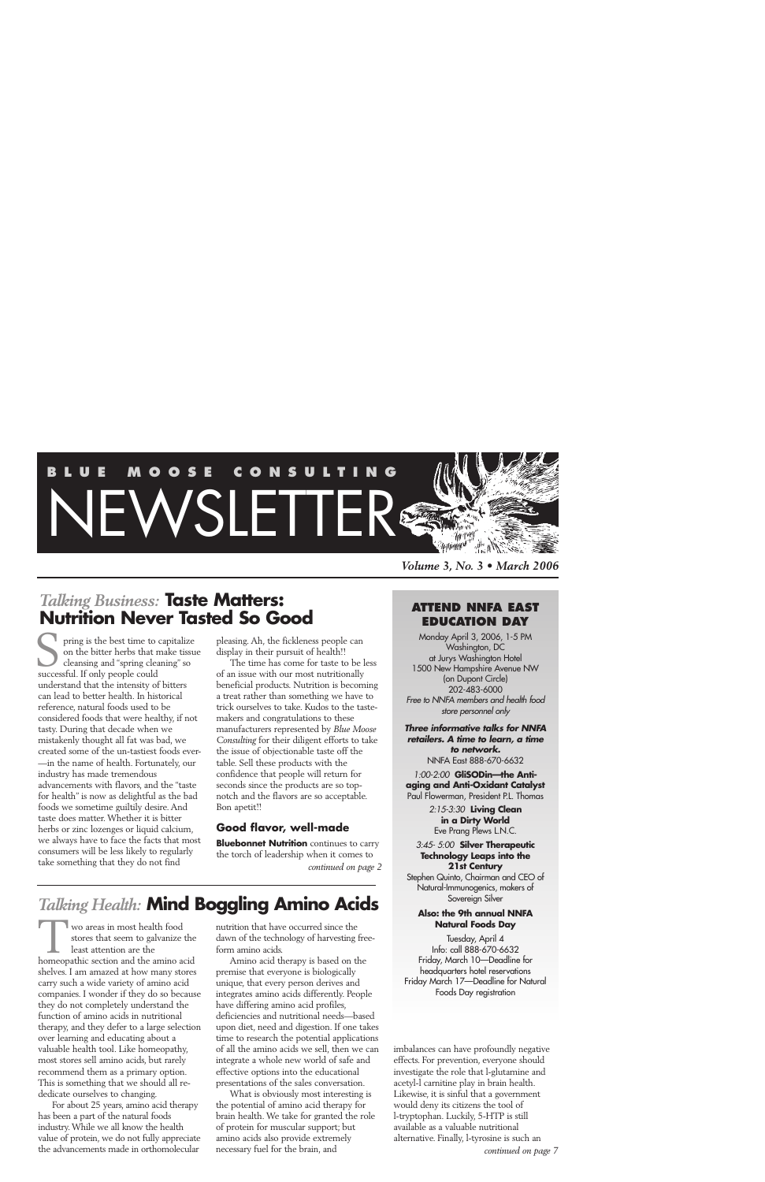# BLUE MOOSE CONSULTING NEWSLETTER

***Volume 3, No. 3 • March 2006***

## *Talking Business:* Taste Matters: Nutrition Never Tasted So Good

Spring is the best time to capitalize on the bitter herbs that make tissue cleansing and "spring cleaning" so successful. If only people could understand that the intensity of bitters can lead to better health. In historical reference, natural foods used to be considered foods that were healthy, if not tasty. During that decade when we mistakenly thought all fat was bad, we created some of the un-tastiest foods ever—in the name of health. Fortunately, our industry has made tremendous advancements with flavors, and the "taste for health" is now as delightful as the bad foods we sometime guiltily desire. And taste does matter. Whether it is bitter herbs or zinc lozenges or liquid calcium, we always have to face the facts that most consumers will be less likely to regularly take something that they do not find pleasing. Ah, the fickleness people can display in their pursuit of health!!

The time has come for taste to be less of an issue with our most nutritionally beneficial products. Nutrition is becoming a treat rather than something we have to trick ourselves to take. Kudos to the taste-makers and congratulations to these manufacturers represented by *Blue Moose Consulting* for their diligent efforts to take the issue of objectionable taste off the table. Sell these products with the confidence that people will return for seconds since the products are so top-notch and the flavors are so acceptable. Bon apetit!!

### Good flavor, well-made

**Bluebonnet Nutrition** continues to carry the torch of leadership when it comes to

*continued on page 2*

## *Talking Health:* Mind Boggling Amino Acids

Two areas in most health food stores that seem to galvanize the least attention are the homeopathic section and the amino acid shelves. I am amazed at how many stores carry such a wide variety of amino acid companies. I wonder if they do so because they do not completely understand the function of amino acids in nutritional therapy, and they defer to a large selection over learning and educating about a valuable health tool. Like homeopathy, most stores sell amino acids, but rarely recommend them as a primary option. This is something that we should all re-dedicate ourselves to changing.

For about 25 years, amino acid therapy has been a part of the natural foods industry. While we all know the health value of protein, we do not fully appreciate the advancements made in orthomolecular nutrition that have occurred since the dawn of the technology of harvesting free-form amino acids.

Amino acid therapy is based on the premise that everyone is biologically unique, that every person derives and integrates amino acids differently. People have differing amino acid profiles, deficiencies and nutritional needs—based upon diet, need and digestion. If one takes time to research the potential applications of all the amino acids we sell, then we can integrate a whole new world of safe and effective options into the educational presentations of the sales conversation.

What is obviously most interesting is the potential of amino acid therapy for brain health. We take for granted the role of protein for muscular support; but amino acids also provide extremely necessary fuel for the brain, and imbalances can have profoundly negative effects. For prevention, everyone should investigate the role that l-glutamine and acetyl-l carnitine play in brain health. Likewise, it is sinful that a government would deny its citizens the tool of l-tryptophan. Luckily, 5-HTP is still available as a valuable nutritional alternative. Finally, l-tyrosine is such an

*continued on page 7*

---

### ATTEND NNFA EAST EDUCATION DAY

Monday April 3, 2006, 1-5 PM
Washington, DC
at Jurys Washington Hotel
1500 New Hampshire Avenue NW
(on Dupont Circle)
202-483-6000
*Free to NNFA members and health food store personnel only*

***Three informative talks for NNFA retailers. A time to learn, a time to network.***
NNFA East 888-670-6632

*1:00-2:00* **GliSODin—the Anti-aging and Anti-Oxidant Catalyst**
Paul Flowerman, President P.L. Thomas

*2:15-3:30* **Living Clean in a Dirty World**
Eve Prang Plews L.N.C.

*3:45- 5:00* **Silver Therapeutic Technology Leaps into the 21st Century**
Stephen Quinto, Chairman and CEO of Natural-Immunogenics, makers of Sovereign Silver

**Also: the 9th annual NNFA Natural Foods Day**

Tuesday, April 4
Info: call 888-670-6632
Friday, March 10—Deadline for headquarters hotel reservations
Friday March 17—Deadline for Natural Foods Day registration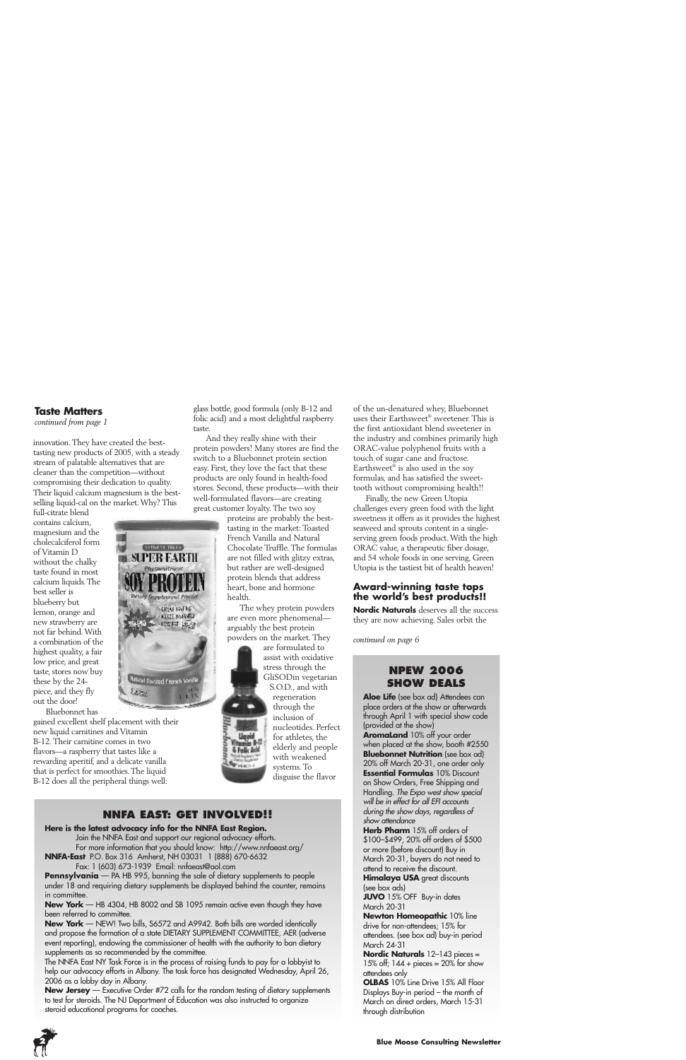### Taste Matters

*continued from page 1*

innovation. They have created the best-tasting new products of 2005, with a steady stream of palatable alternatives that are cleaner than the competition—without compromising their dedication to quality. Their liquid calcium magnesium is the best-selling liquid-cal on the market. Why? This full-citrate blend contains calcium, magnesium and the cholecalciferol form of Vitamin D without the chalky taste found in most calcium liquids. The best seller is blueberry but lemon, orange and new strawberry are not far behind. With a combination of the highest quality, a fair low price, and great taste, stores now buy these by the 24-piece, and they fly out the door!

Bluebonnet has gained excellent shelf placement with their new liquid carnitines and Vitamin B-12. Their carnitine comes in two flavors—a raspberry that tastes like a rewarding aperitif, and a delicate vanilla that is perfect for smoothies. The liquid B-12 does all the peripheral things well: glass bottle, good formula (only B-12 and folic acid) and a most delightful raspberry taste.

And they really shine with their protein powders! Many stores are find the switch to a Bluebonnet protein section easy. First, they love the fact that these products are only found in health-food stores. Second, these products—with their well-formulated flavors—are creating great customer loyalty. The two soy proteins are probably the best-tasting in the market: Toasted French Vanilla and Natural Chocolate Truffle. The formulas are not filled with glitzy extras, but rather are well-designed protein blends that address heart, bone and hormone health.

The whey protein powders are even more phenomenal—arguably the best protein powders on the market. They are formulated to assist with oxidative stress through the GliSODin vegetarian S.O.D., and with regeneration through the inclusion of nucleotides. Perfect for athletes, the elderly and people with weakened systems. To disguise the flavor of the un-denatured whey, Bluebonnet uses their Earthsweet® sweetener. This is the first antioxidant blend sweetener in the industry and combines primarily high ORAC-value polyphenol fruits with a touch of sugar cane and fructose. Earthsweet® is also used in the soy formulas, and has satisfied the sweet-tooth without compromising health!!

Finally, the new Green Utopia challenges every green food with the light sweetness it offers as it provides the highest seaweed and sprouts content in a single-serving green foods product. With the high ORAC value, a therapeutic fiber dosage, and 54 whole foods in one serving, Green Utopia is the tastiest bit of health heaven!

### Award-winning taste tops the world's best products!!

**Nordic Naturals** deserves all the success they are now achieving. Sales orbit the

*continued on page 6*

## NNFA EAST: GET INVOLVED!!

**Here is the latest advocacy info for the NNFA East Region.**

Join the NNFA East and support our regional advocacy efforts.

For more information that you should know: http://www.nnfaeast.org/

**NNFA-East** P.O. Box 316 Amherst, NH 03031 1 (888) 670-6632

Fax: 1 (603) 673-1939 Email: nnfaeast@aol.com

**Pennsylvania** — PA HB 995, banning the sale of dietary supplements to people under 18 and requiring dietary supplements be displayed behind the counter, remains in committee.

**New York** — HB 4304, HB 8002 and SB 1095 remain active even though they have been referred to committee.

**New York** — NEW! Two bills, S6572 and A9942. Both bills are worded identically and propose the formation of a state DIETARY SUPPLEMENT COMMITTEE, AER (adverse event reporting), endowing the commissioner of health with the authority to ban dietary supplements as so recommended by the committee.

The NNFA East NY Task Force is in the process of raising funds to pay for a lobbyist to help our advocacy efforts in Albany. The task force has designated Wednesday, April 26, 2006 as a lobby day in Albany.

**New Jersey** — Executive Order #72 calls for the random testing of dietary supplements to test for steroids. The NJ Department of Education was also instructed to organize steroid educational programs for coaches.

## NPEW 2006 SHOW DEALS

**Aloe Life** (see box ad) Attendees can place orders at the show or afterwards through April 1 with special show code (provided at the show)

**AromaLand** 10% off your order when placed at the show, booth #2550

**Bluebonnet Nutrition** (see box ad) 20% off March 20-31, one order only

**Essential Formulas** 10% Discount on Show Orders, Free Shipping and Handling. *The Expo west show special will be in effect for all EFI accounts during the show days, regardless of show attendance*

**Herb Pharm** 15% off orders of \$100–\$499, 20% off orders of \$500 or more (before discount) Buy in March 20-31, buyers do not need to attend to receive the discount.

**Himalaya USA** great discounts (see box ads)

**JUVO** 15% OFF Buy-in dates March 20-31

**Newton Homeopathic** 10% line drive for non-attendees; 15% for attendees. (see box ad) buy-in period March 24-31

**Nordic Naturals** 12–143 pieces = 15% off; 144 + pieces = 20% for show attendees only

**OLBAS** 10% Line Drive 15% All Floor Displays Buy-in period – the month of March on direct orders, March 15-31 through distribution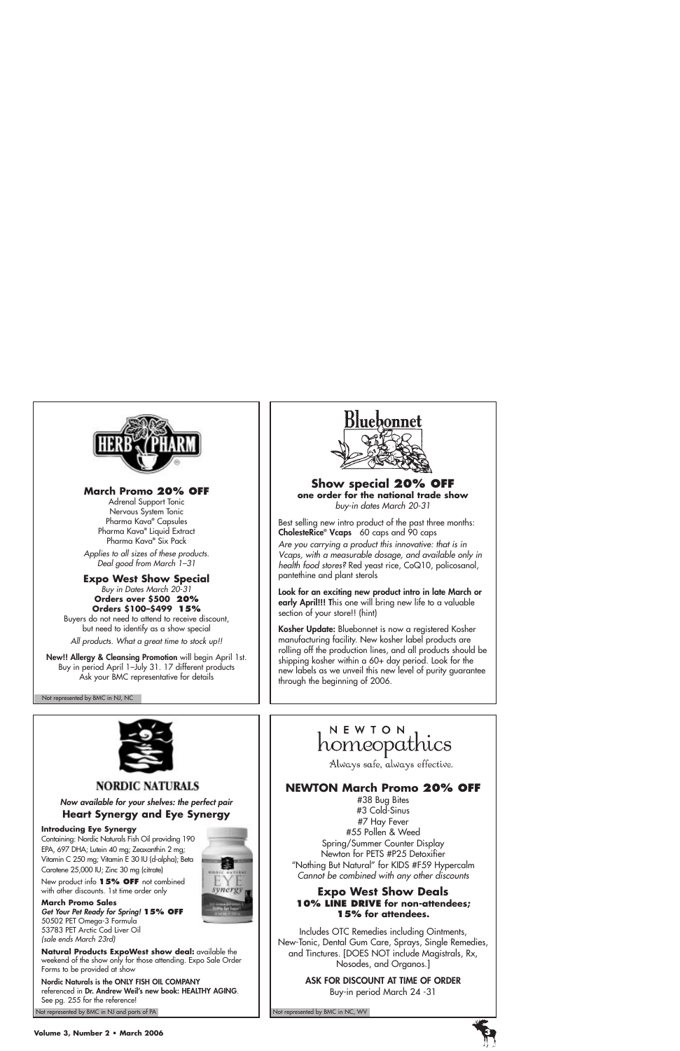## HERB PHARM

### March Promo **20% OFF**

Adrenal Support Tonic
Nervous System Tonic
Pharma Kava® Capsules
Pharma Kava® Liquid Extract
Pharma Kava® Six Pack

*Applies to all sizes of these products.*
*Deal good from March 1–31*

### Expo West Show Special

*Buy in Dates March 20-31*
**Orders over $500 20%**
**Orders $100–$499 15%**

Buyers do not need to attend to receive discount, but need to identify as a show special

*All products. What a great time to stock up!!*

**New!! Allergy & Cleansing Promotion** will begin April 1st. Buy in period April 1–July 31. 17 different products Ask your BMC representative for details

Not represented by BMC in NJ, NC

---

## Bluebonnet

### Show special **20% OFF**

**one order for the national trade show**
*buy-in dates March 20-31*

Best selling new intro product of the past three months: **CholesteRice® Vcaps** 60 caps and 90 caps
*Are you carrying a product this innovative: that is in Vcaps, with a measurable dosage, and available only in health food stores?* Red yeast rice, CoQ10, policosanol, pantethine and plant sterols

**Look for an exciting new product intro in late March or early April!!!** This one will bring new life to a valuable section of your store!! (hint)

**Kosher Update:** Bluebonnet is now a registered Kosher manufacturing facility. New kosher label products are rolling off the production lines, and all products should be shipping kosher within a 60+ day period. Look for the new labels as we unveil this new level of purity guarantee through the beginning of 2006.

---

## NORDIC NATURALS

***Now available for your shelves: the perfect pair***
**Heart Synergy and Eye Synergy**

**Introducing Eye Synergy**
Containing: Nordic Naturals Fish Oil providing 190 EPA, 697 DHA; Lutein 40 mg; Zeaxanthin 2 mg; Vitamin C 250 mg; Vitamin E 30 IU (d-alpha); Beta Carotene 25,000 IU; Zinc 30 mg (citrate)

New product info **15% OFF** not combined with other discounts. 1st time order only

**March Promo Sales**
***Get Your Pet Ready for Spring!*** **15% OFF**
50502 PET Omega-3 Formula
53783 PET Arctic Cod Liver Oil
*(sale ends March 23rd)*

**Natural Products ExpoWest show deal:** available the weekend of the show only for those attending. Expo Sale Order Forms to be provided at show

**Nordic Naturals is the ONLY FISH OIL COMPANY** referenced in **Dr. Andrew Weil's new book: HEALTHY AGING**. See pg. 255 for the reference!

Not represented by BMC in NJ and parts of PA

---

## NEWTON homeopathics

*Always safe, always effective.*

### NEWTON March Promo **20% OFF**

#38 Bug Bites
#3 Cold-Sinus
#7 Hay Fever
#55 Pollen & Weed
Spring/Summer Counter Display
Newton for PETS #P25 Detoxifier
"Nothing But Natural" for KIDS #F59 Hypercalm
*Cannot be combined with any other discounts*

### Expo West Show Deals

**10% LINE DRIVE for non-attendees;**
**15% for attendees.**

Includes OTC Remedies including Ointments, New-Tonic, Dental Gum Care, Sprays, Single Remedies, and Tinctures. [DOES NOT include Magistrals, Rx, Nosodes, and Organos.]

**ASK FOR DISCOUNT AT TIME OF ORDER**
Buy-in period March 24 -31

Not represented by BMC in NC, WV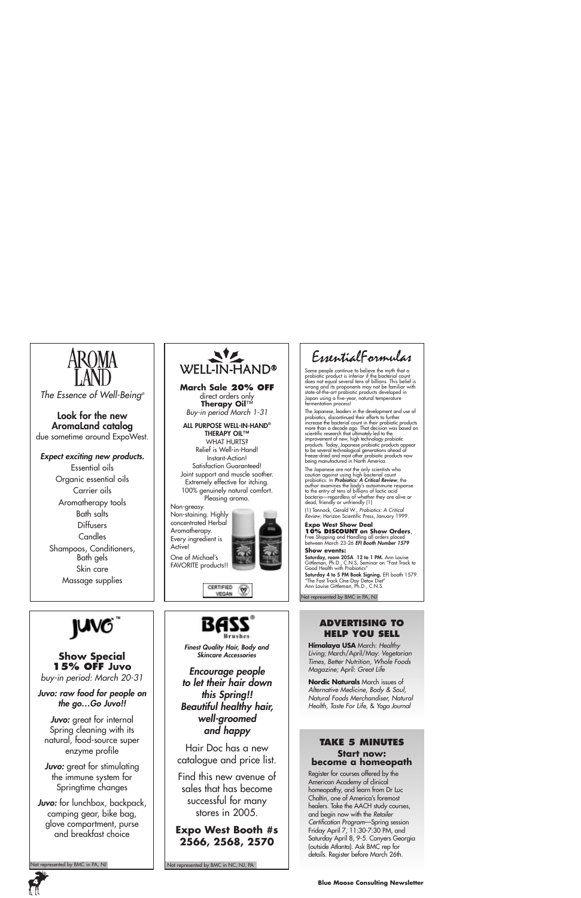## AROMA LAND

*The Essence of Well-Being®*

**Look for the new AromaLand catalog**
due sometime around ExpoWest.

***Expect exciting new products.***

Essential oils
Organic essential oils
Carrier oils
Aromatherapy tools
Bath salts
Diffusers
Candles
Shampoos, Conditioners, Bath gels
Skin care
Massage supplies

## WELL-IN-HAND®

**March Sale 20% OFF**
direct orders only
**Therapy Oil**™
*Buy-in period March 1-31*

ALL PURPOSE WELL-IN-HAND® THERAPY OIL™
WHAT HURTS?
Instant-Action!
Relief is Well-in-Hand!
Satisfaction Guaranteed!
Joint support and muscle soother.
Extremely effective for itching.
100% genuinely natural comfort.
Pleasing aroma.

Non-greasy. Non-staining. Highly concentrated Herbal Aromatherapy. Every ingredient is Active!

One of Michael's FAVORITE products!!

CERTIFIED VEGAN

## EssentialFormulas

Some people continue to believe the myth that a probiotic product is inferior if the bacterial count does not equal several tens of billions. This belief is wrong and its proponents may not be familiar with state-of-the-art probiotic products developed in Japan using a five-year, natural temperature fermentation process!

The Japanese, leaders in the development and use of probiotics, discontinued their efforts to further increase the bacterial count in their probiotic products more than a decade ago. That decision was based on scientific research that ultimately led to the improvement of new, high technology probiotic products. Today, Japanese probiotic products appear to be several technological generations ahead of freeze-dried and most other probiotic products now being manufactured in North America.

The Japanese are not the only scientists who caution against using high bacterial count probiotics. In ***Probiotics: A Critical Review***, the author examines the body's autoimmune response to the entry of tens of billions of lactic acid bacteria—regardless of whether they are alive or dead, friendly or unfriendly (1)

(1) Tannock, Gerald W., *Probiotics: A Critical Review*, Horizon Scientific Press, January 1999.

**Expo West Show Deal**
**10% DISCOUNT on Show Orders**, Free Shipping and Handling all orders placed between March 23-26 ***EFI Booth Number 1579***

**Show events:**
**Saturday, room 205A 12 to 1 PM.** Ann Louise Gittleman, Ph.D., C.N.S, Seminar on "Fast Track to Good Health with Probiotics"
**Saturday 4 to 5 PM Book Signing.** EFI booth 1579. "The Fast Track One-Day Detox Diet" Ann Louise Gittleman, Ph.D., C.N.S.

Not represented by BMC in PA, NJ

## JUVO™

**Show Special**
**15% OFF Juvo**
*buy-in period: March 20-31*

***Juvo: raw food for people on the go…Go Juvo!!***

***Juvo:*** great for internal Spring cleaning with its natural, food-source super enzyme profile

***Juvo:*** great for stimulating the immune system for Springtime changes

***Juvo:*** for lunchbox, backpack, camping gear, bike bag, glove compartment, purse and breakfast choice

Not represented by BMC in PA, NJ

## BASS® Brushes

***Finest Quality Hair, Body and Skincare Accessories***

***Encourage people to let their hair down this Spring!! Beautiful healthy hair, well-groomed and happy***

Hair Doc has a new catalogue and price list.

Find this new avenue of sales that has become successful for many stores in 2005.

**Expo West Booth #s 2566, 2568, 2570**

Not represented by BMC in NC, NJ, PA

## ADVERTISING TO HELP YOU SELL

**Himalaya USA** March: *Healthy Living*; March/April/May: *Vegetarian Times, Better Nutrition, Whole Foods Magazine;* April: *Great Life*

**Nordic Naturals** March issues of *Alternative Medicine, Body & Soul, Natural Foods Merchandiser, Natural Health, Taste For Life,* & *Yoga Journal*

## TAKE 5 MINUTES
### Start now: become a homeopath

Register for courses offered by the American Academy of clinical homeopathy, and learn from Dr Luc Chaltin, one of America's foremost healers. Take the AACH study courses, and begin now with the *Retailer Certification Program*—Spring session Friday April 7, 11:30-7:30 PM, and Saturday April 8, 9-5. Conyers Georgia (outside Atlanta). Ask BMC rep for details. Register before March 26th.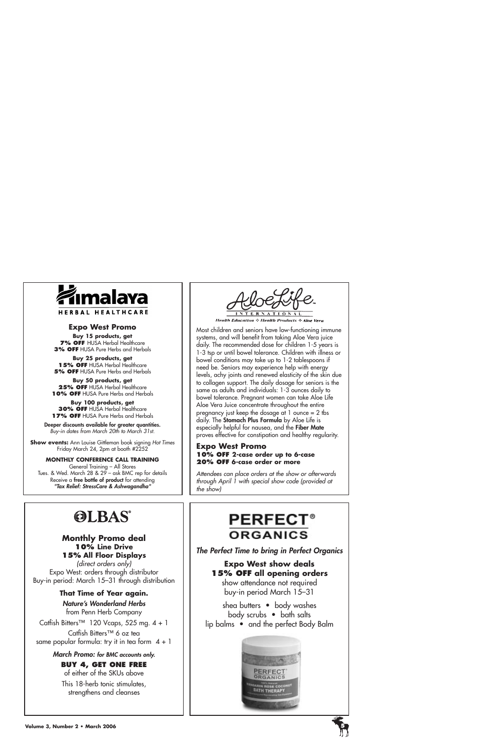## Himalaya HERBAL HEALTHCARE

### Expo West Promo

**Buy 15 products, get**
**7% OFF** HUSA Herbal Healthcare
**3% OFF** HUSA Pure Herbs and Herbals

**Buy 25 products, get**
**15% OFF** HUSA Herbal Healthcare
**5% OFF** HUSA Pure Herbs and Herbals

**Buy 50 products, get**
**25% OFF** HUSA Herbal Healthcare
**10% OFF** HUSA Pure Herbs and Herbals

**Buy 100 products, get**
**30% OFF** HUSA Herbal Healthcare
**17% OFF** HUSA Pure Herbs and Herbals

**Deeper discounts available for greater quantities.**
*Buy-in dates from March 20th to March 31st.*

**Show events:** Ann Louise Gittleman book signing *Hot Times*
Friday March 24, 2pm at booth #2252

**MONTHLY CONFERENCE CALL TRAINING**
General Training – All Stores
Tues. & Wed. March 28 & 29 – ask BMC rep for details
Receive a **free bottle of product** for attending
***"Tax Relief: StressCare & Ashwagandha"***

## AloeLife INTERNATIONAL

*Health Education ✣ Health Products ✣ Aloe Vera*

Most children and seniors have low-functioning immune systems, and will benefit from taking Aloe Vera juice daily. The recommended dose for children 1-5 years is 1-3 tsp or until bowel tolerance. Children with illness or bowel conditions may take up to 1-2 tablespoons if need be. Seniors may experience help with energy levels, achy joints and renewed elasticity of the skin due to collagen support. The daily dosage for seniors is the same as adults and individuals: 1-3 ounces daily to bowel tolerance. Pregnant women can take Aloe Life Aloe Vera Juice concentrate throughout the entire pregnancy just keep the dosage at 1 ounce = 2 tbs daily. The **Stomach Plus Formula** by Aloe Life is especially helpful for nausea, and the **Fiber Mate** proves effective for constipation and healthy regularity.

### Expo West Promo

**10% OFF 2-case order up to 6-case**
**20% OFF 6-case order or more**

*Attendees can place orders at the show or afterwards through April 1 with special show code (provided at the show)*

## OLBAS®

### Monthly Promo deal

**10% Line Drive**
**15% All Floor Displays**
*(direct orders only)*
Expo West: orders through distributor
Buy-in period: March 15–31 through distribution

**That Time of Year again.**

***Nature's Wonderland Herbs***
from Penn Herb Company

Catfish Bitters™ 120 Vcaps, 525 mg. 4 + 1

Catfish Bitters™ 6 oz tea
same popular formula: try it in tea form 4 + 1

***March Promo:*** ***for BMC accounts only.***

**BUY 4, GET ONE FREE**
of either of the SKUs above

This 18-herb tonic stimulates,
strengthens and cleanses

## PERFECT® ORGANICS

***The Perfect Time to bring in Perfect Organics***

**Expo West show deals**
**15% OFF all opening orders**
show attendance not required
buy-in period March 15–31

shea butters • body washes
body scrubs • bath salts
lip balms • and the perfect Body Balm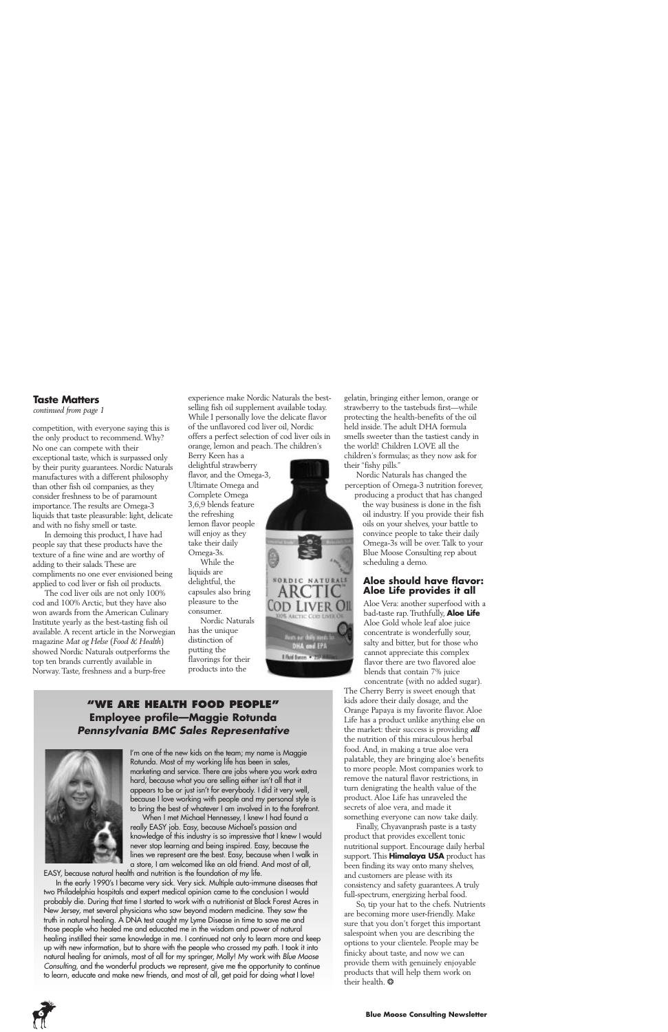## Taste Matters

*continued from page 1*

competition, with everyone saying this is the only product to recommend. Why? No one can compete with their exceptional taste, which is surpassed only by their purity guarantees. Nordic Naturals manufactures with a different philosophy than other fish oil companies, as they consider freshness to be of paramount importance. The results are Omega-3 liquids that taste pleasurable: light, delicate and with no fishy smell or taste.

In demoing this product, I have had people say that these products have the texture of a fine wine and are worthy of adding to their salads. These are compliments no one ever envisioned being applied to cod liver or fish oil products.

The cod liver oils are not only 100% cod and 100% Arctic, but they have also won awards from the American Culinary Institute yearly as the best-tasting fish oil available. A recent article in the Norwegian magazine *Mat og Helse* (*Food & Health*) showed Nordic Naturals outperforms the top ten brands currently available in Norway. Taste, freshness and a burp-free experience make Nordic Naturals the best-selling fish oil supplement available today. While I personally love the delicate flavor of the unflavored cod liver oil, Nordic offers a perfect selection of cod liver oils in orange, lemon and peach. The children's Berry Keen has a delightful strawberry flavor, and the Omega-3, Ultimate Omega and Complete Omega 3,6,9 blends feature the refreshing lemon flavor people will enjoy as they take their daily Omega-3s.

While the liquids are delightful, the capsules also bring pleasure to the consumer.

Nordic Naturals has the unique distinction of putting the flavorings for their products into the gelatin, bringing either lemon, orange or strawberry to the tastebuds first—while protecting the health-benefits of the oil held inside. The adult DHA formula smells sweeter than the tastiest candy in the world! Children LOVE all the children's formulas; as they now ask for their "fishy pills."

Nordic Naturals has changed the perception of Omega-3 nutrition forever, producing a product that has changed the way business is done in the fish oil industry. If you provide their fish oils on your shelves, your battle to convince people to take their daily Omega-3s will be over. Talk to your Blue Moose Consulting rep about scheduling a demo.

## Aloe should have flavor: Aloe Life provides it all

Aloe Vera: another superfood with a bad-taste rap. Truthfully, **Aloe Life** Aloe Gold whole leaf aloe juice concentrate is wonderfully sour, salty and bitter, but for those who cannot appreciate this complex flavor there are two flavored aloe blends that contain 7% juice concentrate (with no added sugar). The Cherry Berry is sweet enough that kids adore their daily dosage, and the Orange Papaya is my favorite flavor. Aloe Life has a product unlike anything else on the market: their success is providing ***all*** the nutrition of this miraculous herbal food. And, in making a true aloe vera palatable, they are bringing aloe's benefits to more people. Most companies work to remove the natural flavor restrictions, in turn denigrating the health value of the product. Aloe Life has unraveled the secrets of aloe vera, and made it something everyone can now take daily.

Finally, Chyavanprash paste is a tasty product that provides excellent tonic nutritional support. Encourage daily herbal support. This **Himalaya USA** product has been finding its way onto many shelves, and customers are please with its consistency and safety guarantees. A truly full-spectrum, energizing herbal food.

So, tip your hat to the chefs. Nutrients are becoming more user-friendly. Make sure that you don't forget this important salespoint when you are describing the options to your clientele. People may be finicky about taste, and now we can provide them with genuinely enjoyable products that will help them work on their health. ❂

## "WE ARE HEALTH FOOD PEOPLE"
### Employee profile—Maggie Rotunda
### *Pennsylvania BMC Sales Representative*

I'm one of the new kids on the team; my name is Maggie Rotunda. Most of my working life has been in sales, marketing and service. There are jobs where you work extra hard, because what you are selling either isn't all that it appears to be or just isn't for everybody. I did it very well, because I love working with people and my personal style is to bring the best of whatever I am involved in to the forefront.

When I met Michael Hennessey, I knew I had found a really EASY job. Easy, because Michael's passion and knowledge of this industry is so impressive that I knew I would never stop learning and being inspired. Easy, because the lines we represent are the best. Easy, because when I walk in a store, I am welcomed like an old friend. And most of all, EASY, because natural health and nutrition is the foundation of my life.

In the early 1990's I became very sick. Very sick. Multiple auto-immune diseases that two Philadelphia hospitals and expert medical opinion came to the conclusion I would probably die. During that time I started to work with a nutritionist at Black Forest Acres in New Jersey, met several physicians who saw beyond modern medicine. They saw the truth in natural healing. A DNA test caught my Lyme Disease in time to save me and those people who healed me and educated me in the wisdom and power of natural healing instilled their same knowledge in me. I continued not only to learn more and keep up with new information, but to share with the people who crossed my path. I took it into natural healing for animals, most of all for my springer, Molly! My work with *Blue Moose Consulting*, and the wonderful products we represent, give me the opportunity to continue to learn, educate and make new friends, and most of all, get paid for doing what I love!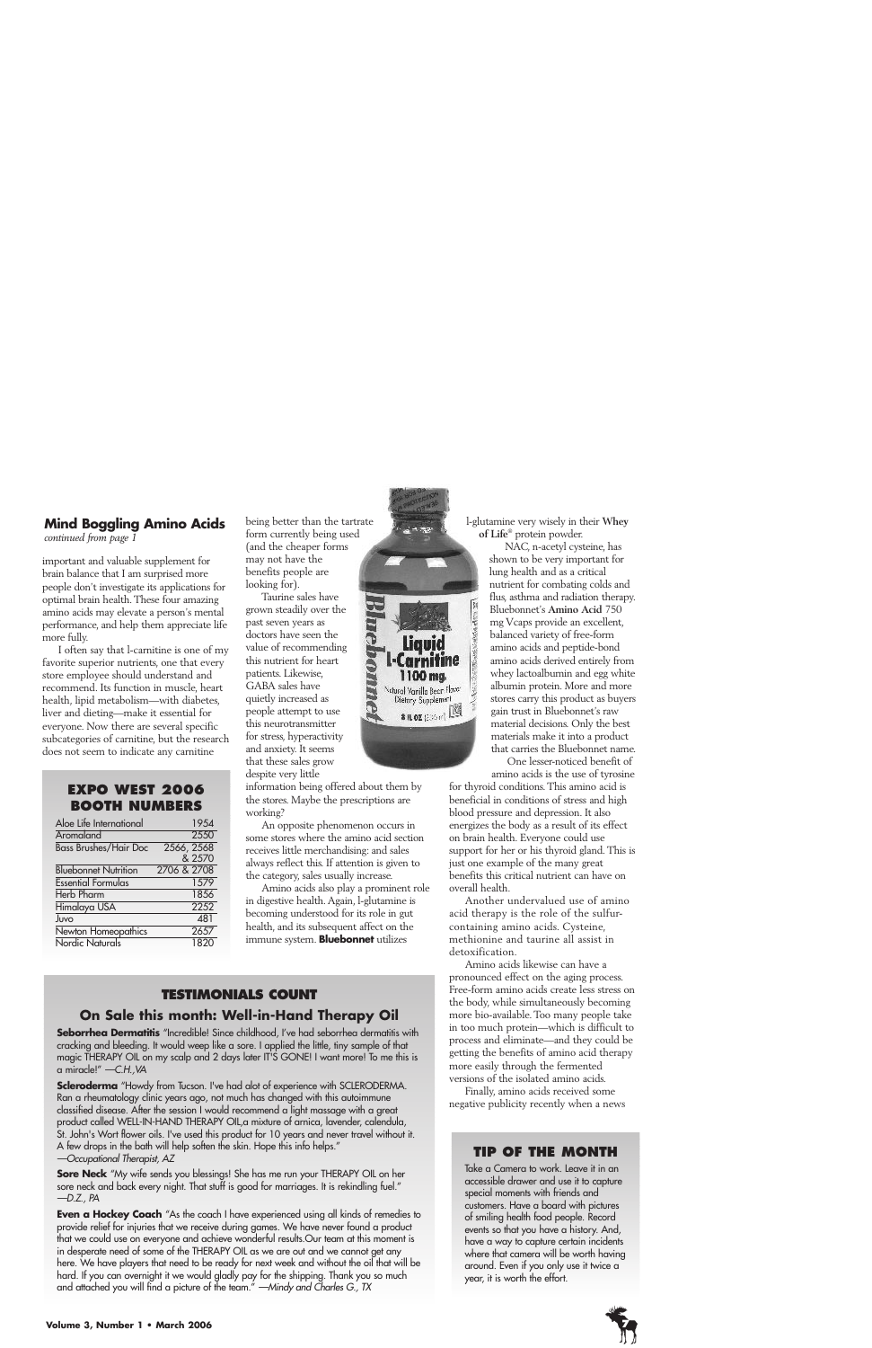## Mind Boggling Amino Acids

*continued from page 1*

important and valuable supplement for brain balance that I am surprised more people don't investigate its applications for optimal brain health. These four amazing amino acids may elevate a person's mental performance, and help them appreciate life more fully.

I often say that l-carnitine is one of my favorite superior nutrients, one that every store employee should understand and recommend. Its function in muscle, heart health, lipid metabolism—with diabetes, liver and dieting—make it essential for everyone. Now there are several specific subcategories of carnitine, but the research does not seem to indicate any carnitine being better than the tartrate form currently being used (and the cheaper forms may not have the benefits people are looking for).

Taurine sales have grown steadily over the past seven years as doctors have seen the value of recommending this nutrient for heart patients. Likewise, GABA sales have quietly increased as people attempt to use this neurotransmitter for stress, hyperactivity and anxiety. It seems that these sales grow despite very little information being offered about them by the stores. Maybe the prescriptions are working?

An opposite phenomenon occurs in some stores where the amino acid section receives little merchandising: and sales always reflect this. If attention is given to the category, sales usually increase.

Amino acids also play a prominent role in digestive health. Again, l-glutamine is becoming understood for its role in gut health, and its subsequent affect on the immune system. **Bluebonnet** utilizes l-glutamine very wisely in their **Whey of Life**® protein powder.

NAC, n-acetyl cysteine, has shown to be very important for lung health and as a critical nutrient for combating colds and flus, asthma and radiation therapy. Bluebonnet's **Amino Acid** 750 mg Vcaps provide an excellent, balanced variety of free-form amino acids and peptide-bond amino acids derived entirely from whey lactoalbumin and egg white albumin protein. More and more stores carry this product as buyers gain trust in Bluebonnet's raw material decisions. Only the best materials make it into a product that carries the Bluebonnet name.

One lesser-noticed benefit of amino acids is the use of tyrosine for thyroid conditions. This amino acid is beneficial in conditions of stress and high blood pressure and depression. It also energizes the body as a result of its effect on brain health. Everyone could use support for her or his thyroid gland. This is just one example of the many great benefits this critical nutrient can have on overall health.

Another undervalued use of amino acid therapy is the role of the sulfur-containing amino acids. Cysteine, methionine and taurine all assist in detoxification.

Amino acids likewise can have a pronounced effect on the aging process. Free-form amino acids create less stress on the body, while simultaneously becoming more bio-available. Too many people take in too much protein—which is difficult to process and eliminate—and they could be getting the benefits of amino acid therapy more easily through the fermented versions of the isolated amino acids.

Finally, amino acids received some negative publicity recently when a news

### EXPO WEST 2006 BOOTH NUMBERS

| Company | Booth |
|---|---|
| Aloe Life International | 1954 |
| Aromaland | 2550 |
| Bass Brushes/Hair Doc | 2566, 2568 & 2570 |
| Bluebonnet Nutrition | 2706 & 2708 |
| Essential Formulas | 1579 |
| Herb Pharm | 1856 |
| Himalaya USA | 2252 |
| Juvo | 481 |
| Newton Homeopathics | 2657 |
| Nordic Naturals | 1820 |

### TESTIMONIALS COUNT

#### On Sale this month: Well-in-Hand Therapy Oil

**Seborrhea Dermatitis** "Incredible! Since childhood, I've had seborrhea dermatitis with cracking and bleeding. It would weep like a sore. I applied the little, tiny sample of that magic THERAPY OIL on my scalp and 2 days later IT'S GONE! I want more! To me this is a miracle!" —*C.H.,VA*

**Scleroderma** "Howdy from Tucson. I've had alot of experience with SCLERODERMA. Ran a rheumatology clinic years ago, not much has changed with this autoimmune classified disease. After the session I would recommend a light massage with a great product called WELL-IN-HAND THERAPY OIL,a mixture of arnica, lavender, calendula, St. John's Wort flower oils. I've used this product for 10 years and never travel without it. A few drops in the bath will help soften the skin. Hope this info helps." —*Occupational Therapist, AZ*

**Sore Neck** "My wife sends you blessings! She has me run your THERAPY OIL on her sore neck and back every night. That stuff is good for marriages. It is rekindling fuel." —*D.Z., PA*

**Even a Hockey Coach** "As the coach I have experienced using all kinds of remedies to provide relief for injuries that we receive during games. We have never found a product that we could use on everyone and achieve wonderful results.Our team at this moment is in desperate need of some of the THERAPY OIL as we are out and we cannot get any here. We have players that need to be ready for next week and without the oil that will be hard. If you can overnight it we would gladly pay for the shipping. Thank you so much and attached you will find a picture of the team." —*Mindy and Charles G., TX*

### TIP OF THE MONTH

Take a Camera to work. Leave it in an accessible drawer and use it to capture special moments with friends and customers. Have a board with pictures of smiling health food people. Record events so that you have a history. And, have a way to capture certain incidents where that camera will be worth having around. Even if you only use it twice a year, it is worth the effort.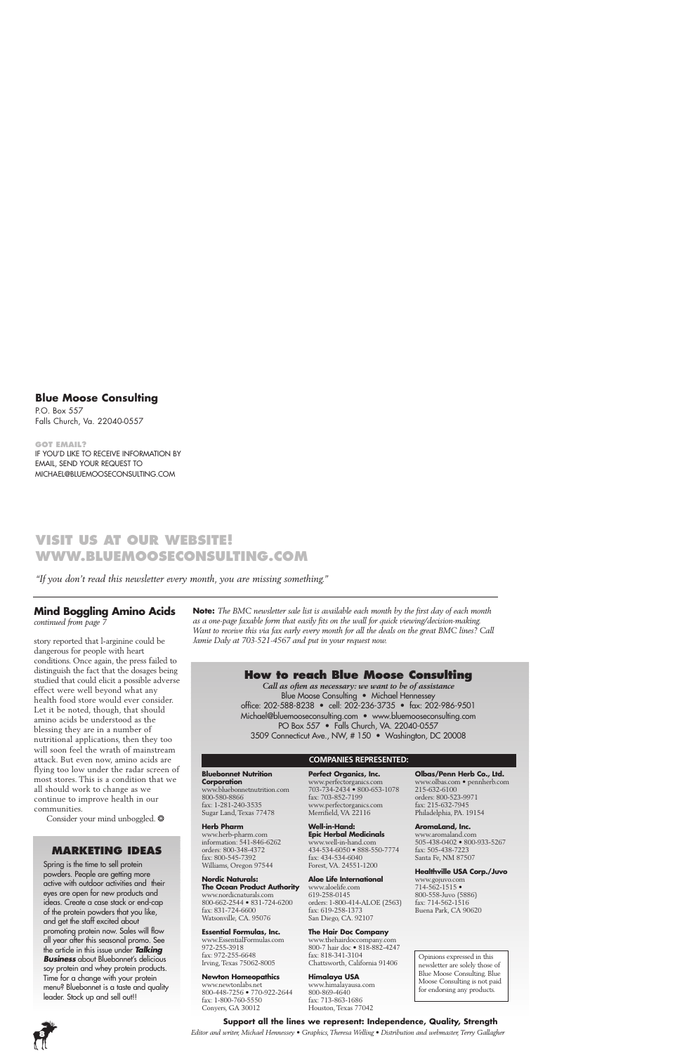**Blue Moose Consulting**

P.O. Box 557
Falls Church, Va. 22040-0557

**GOT EMAIL?**

IF YOU'D LIKE TO RECEIVE INFORMATION BY EMAIL, SEND YOUR REQUEST TO MICHAEL@BLUEMOOSECONSULTING.COM

## VISIT US AT OUR WEBSITE! WWW.BLUEMOOSECONSULTING.COM

*"If you don't read this newsletter every month, you are missing something."*

### Mind Boggling Amino Acids

*continued from page 7*

story reported that l-arginine could be dangerous for people with heart conditions. Once again, the press failed to distinguish the fact that the dosages being studied that could elicit a possible adverse effect were well beyond what any health food store would ever consider. Let it be noted, though, that should amino acids be understood as the blessing they are in a number of nutritional applications, then they too will soon feel the wrath of mainstream attack. But even now, amino acids are flying too low under the radar screen of most stores. This is a condition that we all should work to change as we continue to improve health in our communities.

Consider your mind unboggled. ❂

### MARKETING IDEAS

Spring is the time to sell protein powders. People are getting more active with outdoor activities and their eyes are open for new products and ideas. Create a case stack or end-cap of the protein powders that you like, and get the staff excited about promoting protein now. Sales will flow all year after this seasonal promo. See the article in this issue under ***Talking Business*** about Bluebonnet's delicious soy protein and whey protein products. Time for a change with your protein menu? Bluebonnet is a taste and quality leader. Stock up and sell out!!

**Note:** *The BMC newsletter sale list is available each month by the first day of each month as a one-page faxable form that easily fits on the wall for quick viewing/decision-making. Want to receive this via fax early every month for all the deals on the great BMC lines? Call Jamie Daly at 703-521-4567 and put in your request now.*

### How to reach Blue Moose Consulting

***Call as often as necessary: we want to be of assistance***

Blue Moose Consulting • Michael Hennessey
office: 202-588-8238 • cell: 202-236-3735 • fax: 202-986-9501
Michael@bluemooseconsulting.com • www.bluemooseconsulting.com
PO Box 557 • Falls Church, VA. 22040-0557
3509 Connecticut Ave., NW, # 150 • Washington, DC 20008

**COMPANIES REPRESENTED:**

**Bluebonnet Nutrition Corporation**
www.bluebonnetnutrition.com
800-580-8866
fax: 1-281-240-3535
Sugar Land, Texas 77478

**Herb Pharm**
www.herb-pharm.com
information: 541-846-6262
orders: 800-348-4372
fax: 800-545-7392
Williams, Oregon 97544

**Nordic Naturals: The Ocean Product Authority**
www.nordicnaturals.com
800-662-2544 • 831-724-6200
fax: 831-724-6600
Watsonville, CA. 95076

**Essential Formulas, Inc.**
www.EssentialFormulas.com
972-255-3918
fax: 972-255-6648
Irving, Texas 75062-8005

**Newton Homeopathics**
www.newtonlabs.net
800-448-7256 • 770-922-2644
fax: 1-800-760-5550
Conyers, GA 30012

**Perfect Organics, Inc.**
www.perfectorganics.com
703-734-2434 • 800-653-1078
fax: 703-852-7199
www.perfectorganics.com
Merrifield, VA 22116

**Well-in-Hand: Epic Herbal Medicinals**
www.well-in-hand.com
434-534-6050 • 888-550-7774
fax: 434-534-6040
Forest, VA. 24551-1200

**Aloe Life International**
www.aloelife.com
619-258-0145
orders: 1-800-414-ALOE (2563)
fax: 619-258-1373
San Diego, CA. 92107

**The Hair Doc Company**
www.thehairdoccompany.com
800-7 hair doc • 818-882-4247
fax: 818-341-3104
Chattsworth, California 91406

**Himalaya USA**
www.himalayausa.com
800-869-4640
fax: 713-863-1686
Houston, Texas 77042

**Olbas/Penn Herb Co., Ltd.**
www.olbas.com • pennherb.com
215-632-6100
orders: 800-523-9971
fax: 215-632-7945
Philadelphia, PA. 19154

**AromaLand, Inc.**
www.aromaland.com
505-438-0402 • 800-933-5267
fax: 505-438-7223
Santa Fe, NM 87507

**Healthville USA Corp./Juvo**
www.gojuvo.com
714-562-1515 •
800-558-Juvo (5886)
fax: 714-562-1516
Buena Park, CA 90620

Opinions expressed in this newsletter are solely those of Blue Moose Consulting. Blue Moose Consulting is not paid for endorsing any products.

**Support all the lines we represent: Independence, Quality, Strength**

*Editor and writer, Michael Hennessey • Graphics, Theresa Welling • Distribution and webmaster, Terry Gallagher*